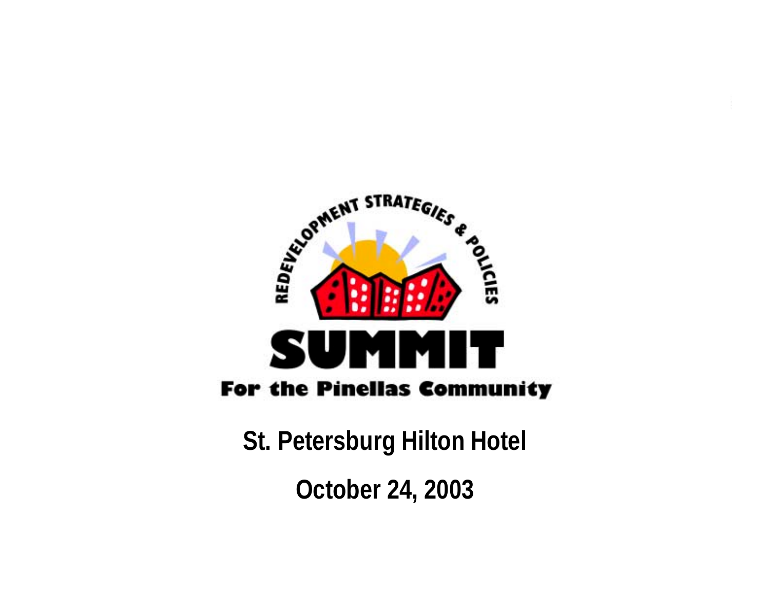REDEVELOPMENT STRATEGIES & POLICIES

# SUMMIT

## For the Pinellas Community

**St. Petersburg Hilton Hotel**

**October 24, 2003**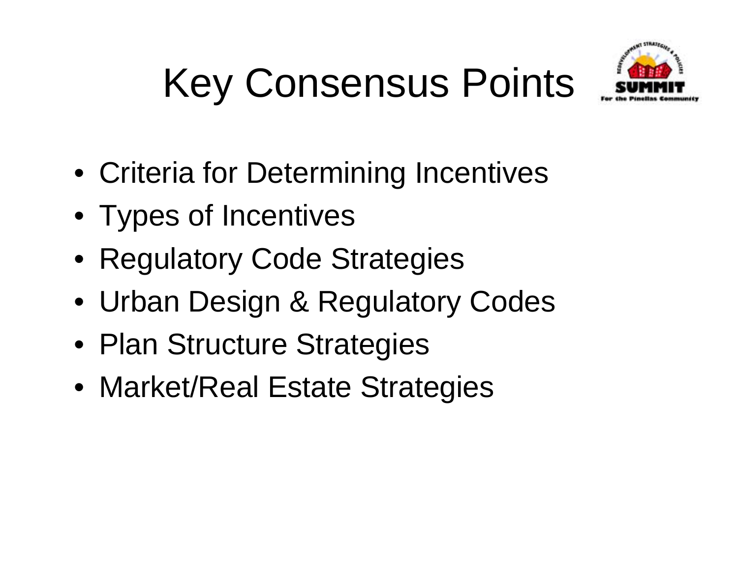# Key Consensus Points

- Criteria for Determining Incentives
- Types of Incentives
- Regulatory Code Strategies
- Urban Design & Regulatory Codes
- Plan Structure Strategies
- Market/Real Estate Strategies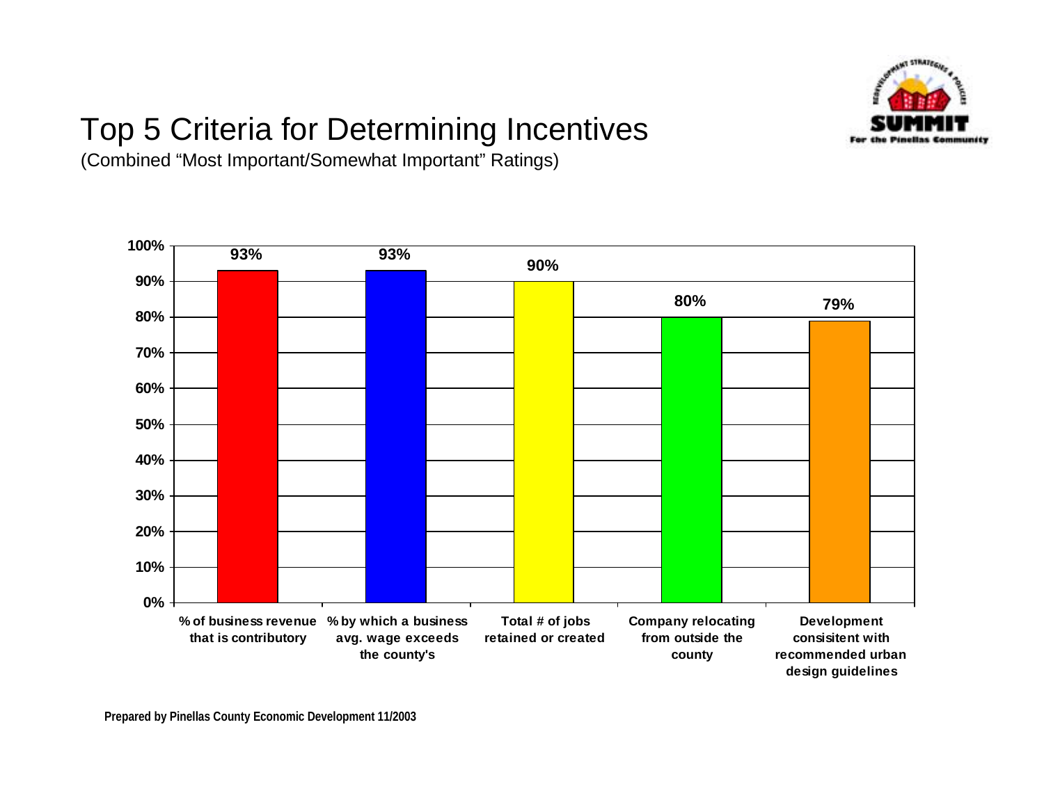# Top 5 Criteria for Determining Incentives

(Combined "Most Important/Somewhat Important" Ratings)

| Criteria | Rating |
| --- | --- |
| % of business revenue that is contributory | 93% |
| % by which a business avg. wage exceeds the county's | 93% |
| Total # of jobs retained or created | 90% |
| Company relocating from outside the county | 80% |
| Development consisitent with recommended urban design guidelines | 79% |

**Prepared by Pinellas County Economic Development 11/2003**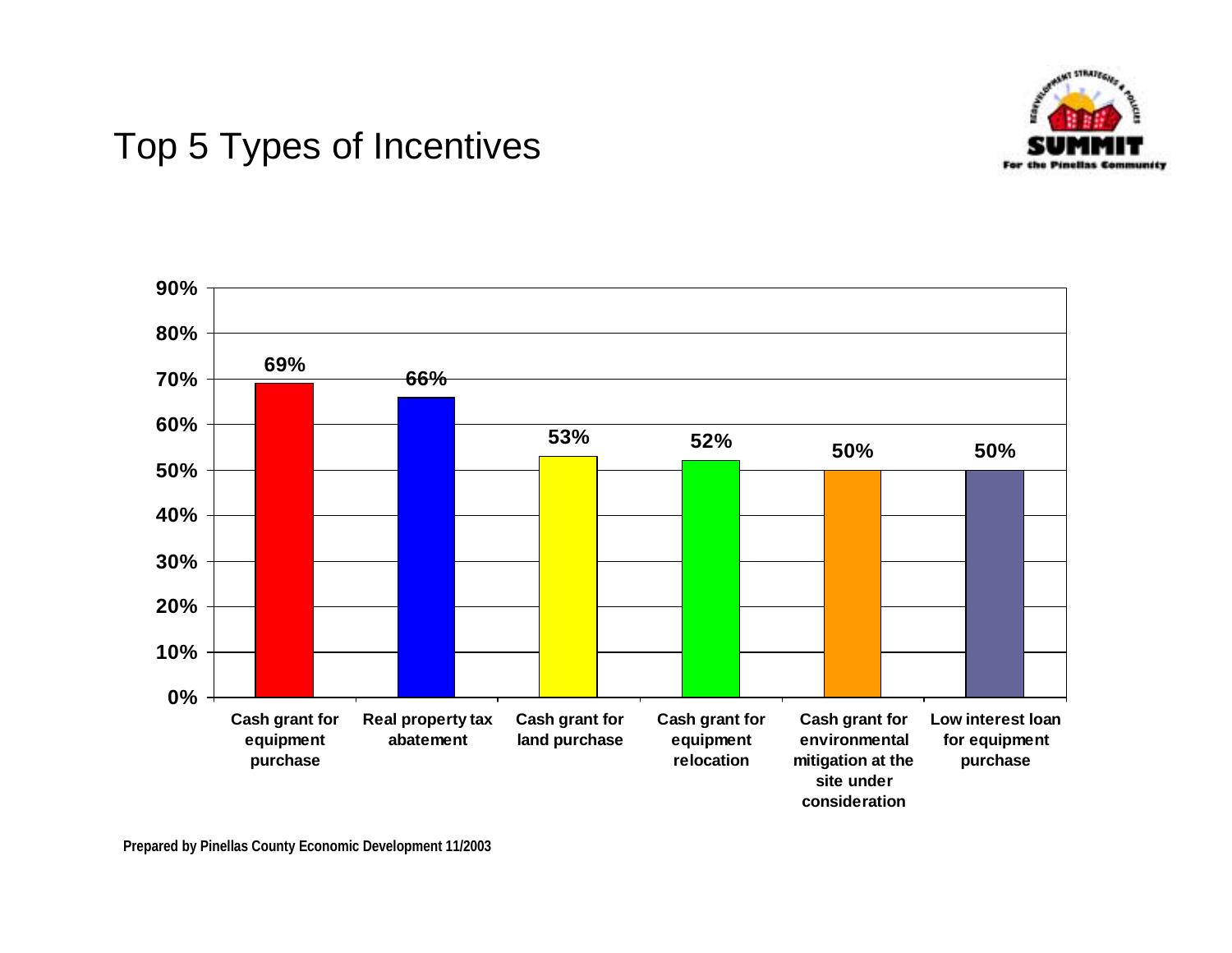# Top 5 Types of Incentives

| Incentive | Percentage |
|---|---|
| Cash grant for equipment purchase | 69% |
| Real property tax abatement | 66% |
| Cash grant for land purchase | 53% |
| Cash grant for equipment relocation | 52% |
| Cash grant for environmental mitigation at the site under consideration | 50% |
| Low interest loan for equipment purchase | 50% |

Prepared by Pinellas County Economic Development 11/2003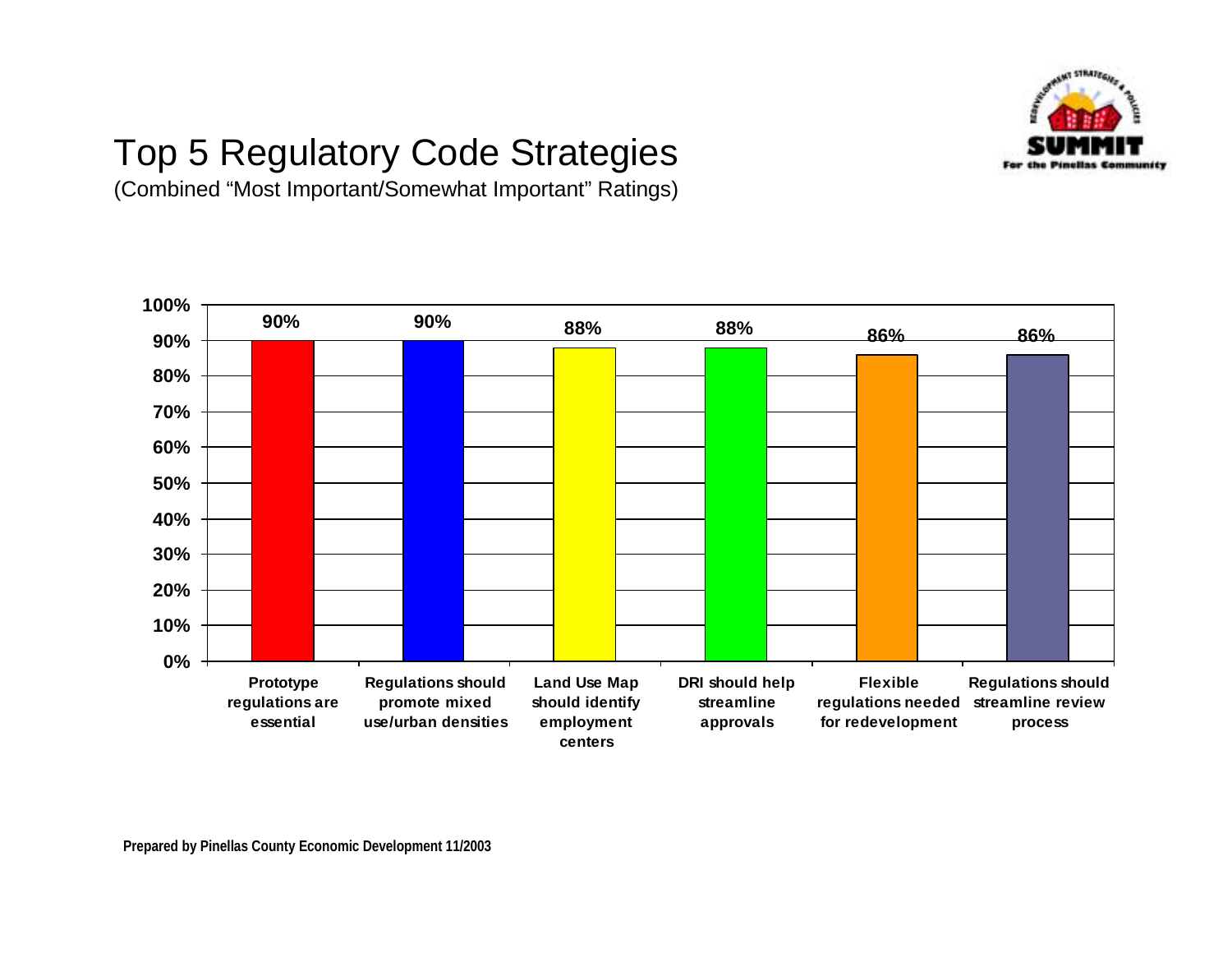# Top 5 Regulatory Code Strategies

(Combined "Most Important/Somewhat Important" Ratings)

| Strategy | Rating |
|---|---|
| Prototype regulations are essential | 90% |
| Regulations should promote mixed use/urban densities | 90% |
| Land Use Map should identify employment centers | 88% |
| DRI should help streamline approvals | 88% |
| Flexible regulations needed for redevelopment | 86% |
| Regulations should streamline review process | 86% |

**Prepared by Pinellas County Economic Development 11/2003**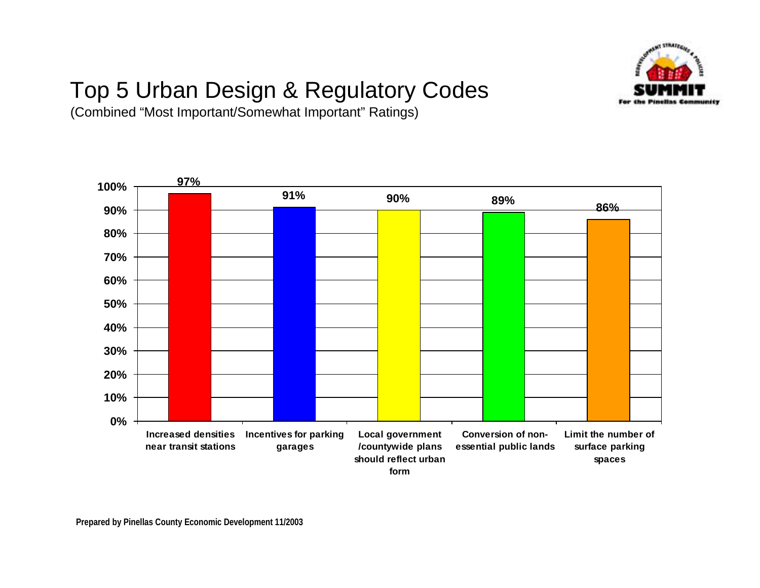# Top 5 Urban Design & Regulatory Codes

(Combined "Most Important/Somewhat Important" Ratings)

| Item | Rating |
| --- | --- |
| Increased densities near transit stations | 97% |
| Incentives for parking garages | 91% |
| Local government /countywide plans should reflect urban form | 90% |
| Conversion of non-essential public lands | 89% |
| Limit the number of surface parking spaces | 86% |

**Prepared by Pinellas County Economic Development 11/2003**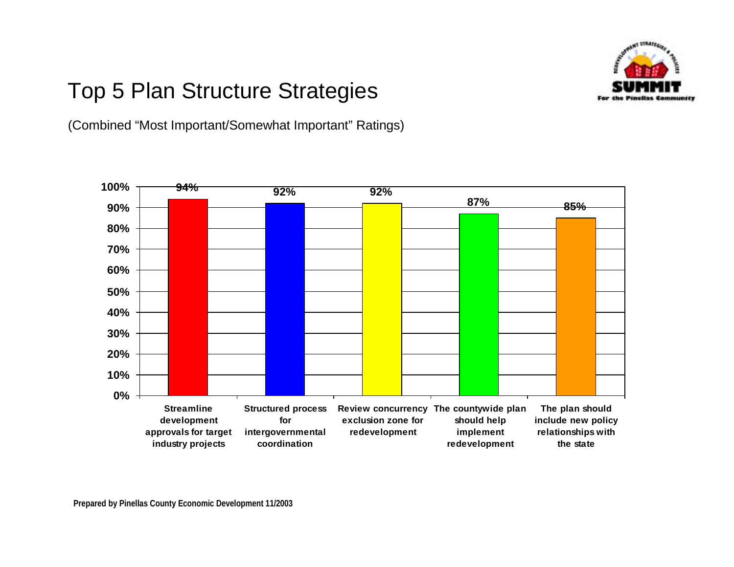# Top 5 Plan Structure Strategies

(Combined "Most Important/Somewhat Important" Ratings)

| Strategy | Rating |
| --- | --- |
| Streamline development approvals for target industry projects | 94% |
| Structured process for intergovernmental coordination | 92% |
| Review concurrency exclusion zone for redevelopment | 92% |
| The countywide plan should help implement redevelopment | 87% |
| The plan should include new policy relationships with the state | 85% |

**Prepared by Pinellas County Economic Development 11/2003**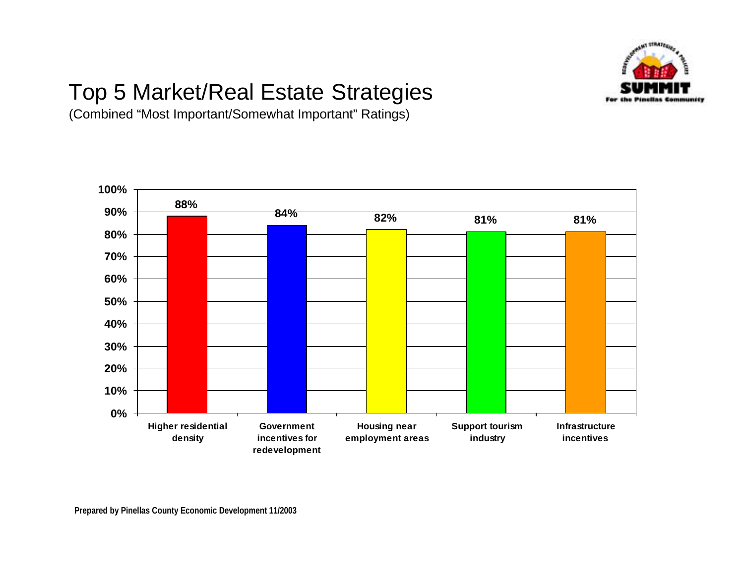# Top 5 Market/Real Estate Strategies

(Combined "Most Important/Somewhat Important" Ratings)

| Strategy | Rating |
|---|---|
| Higher residential density | 88% |
| Government incentives for redevelopment | 84% |
| Housing near employment areas | 82% |
| Support tourism industry | 81% |
| Infrastructure incentives | 81% |

**Prepared by Pinellas County Economic Development 11/2003**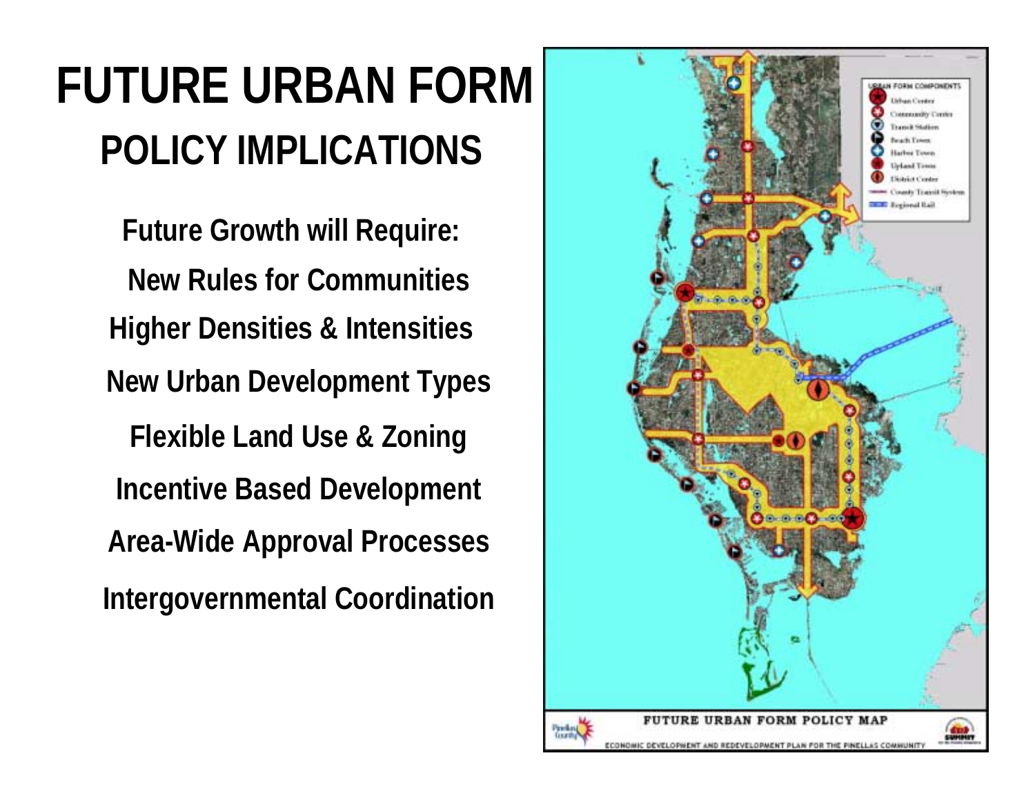# FUTURE URBAN FORM

## POLICY IMPLICATIONS

**Future Growth will Require:**

**New Rules for Communities**

**Higher Densities & Intensities**

**New Urban Development Types**

**Flexible Land Use & Zoning**

**Incentive Based Development**

**Area-Wide Approval Processes**

**Intergovernmental Coordination**

URBAN FORM COMPONENTS
Urban Center
Community Center
Transit Station
Beach Town
Harbor Town
Upland Town
District Center
County Transit System
Regional Rail

FUTURE URBAN FORM POLICY MAP

ECONOMIC DEVELOPMENT AND REDEVELOPMENT PLAN FOR THE PINELLAS COMMUNITY

Pinellas County